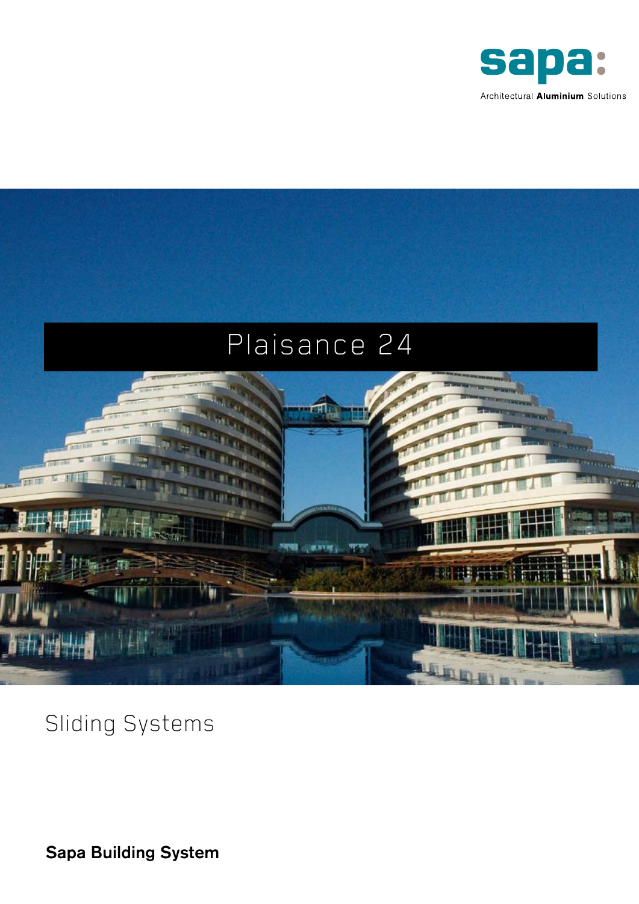sapa:

Architectural **Aluminium** Solutions

# Plaisance 24

## Sliding Systems

**Sapa Building System**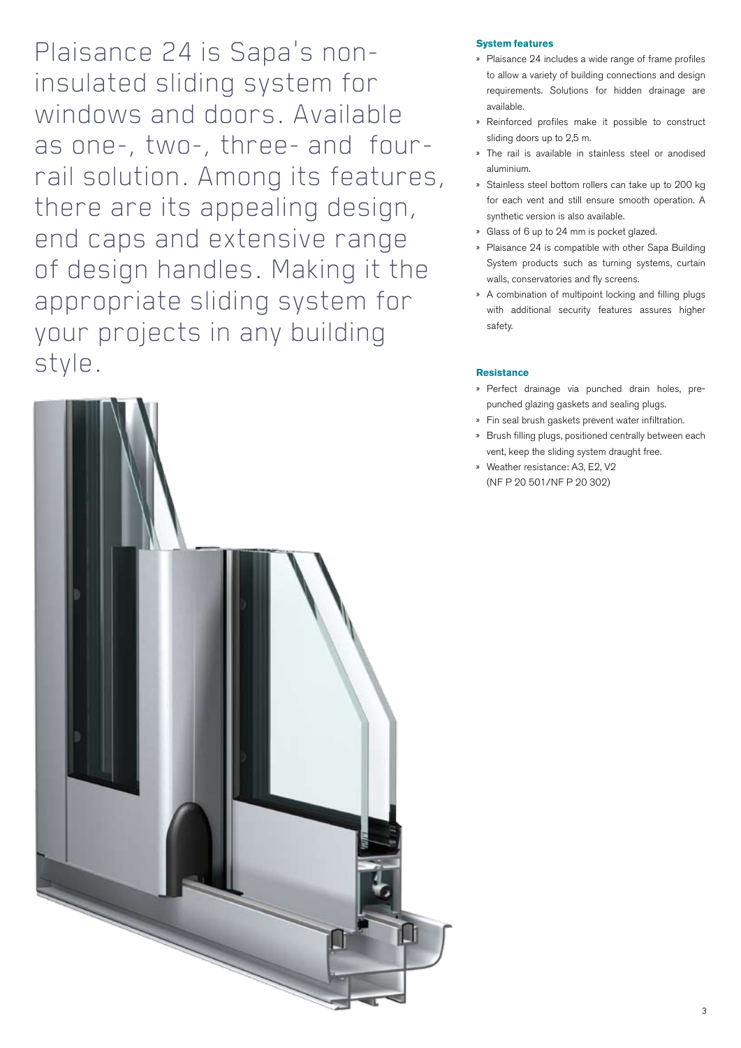Plaisance 24 is Sapa's non-insulated sliding system for windows and doors. Available as one-, two-, three- and four-rail solution. Among its features, there are its appealing design, end caps and extensive range of design handles. Making it the appropriate sliding system for your projects in any building style.

### System features

- Plaisance 24 includes a wide range of frame profiles to allow a variety of building connections and design requirements. Solutions for hidden drainage are available.
- Reinforced profiles make it possible to construct sliding doors up to 2,5 m.
- The rail is available in stainless steel or anodised aluminium.
- Stainless steel bottom rollers can take up to 200 kg for each vent and still ensure smooth operation. A synthetic version is also available.
- Glass of 6 up to 24 mm is pocket glazed.
- Plaisance 24 is compatible with other Sapa Building System products such as turning systems, curtain walls, conservatories and fly screens.
- A combination of multipoint locking and filling plugs with additional security features assures higher safety.

### Resistance

- Perfect drainage via punched drain holes, pre-punched glazing gaskets and sealing plugs.
- Fin seal brush gaskets prevent water infiltration.
- Brush filling plugs, positioned centrally between each vent, keep the sliding system draught free.
- Weather resistance: A3, E2, V2 (NF P 20 501/NF P 20 302)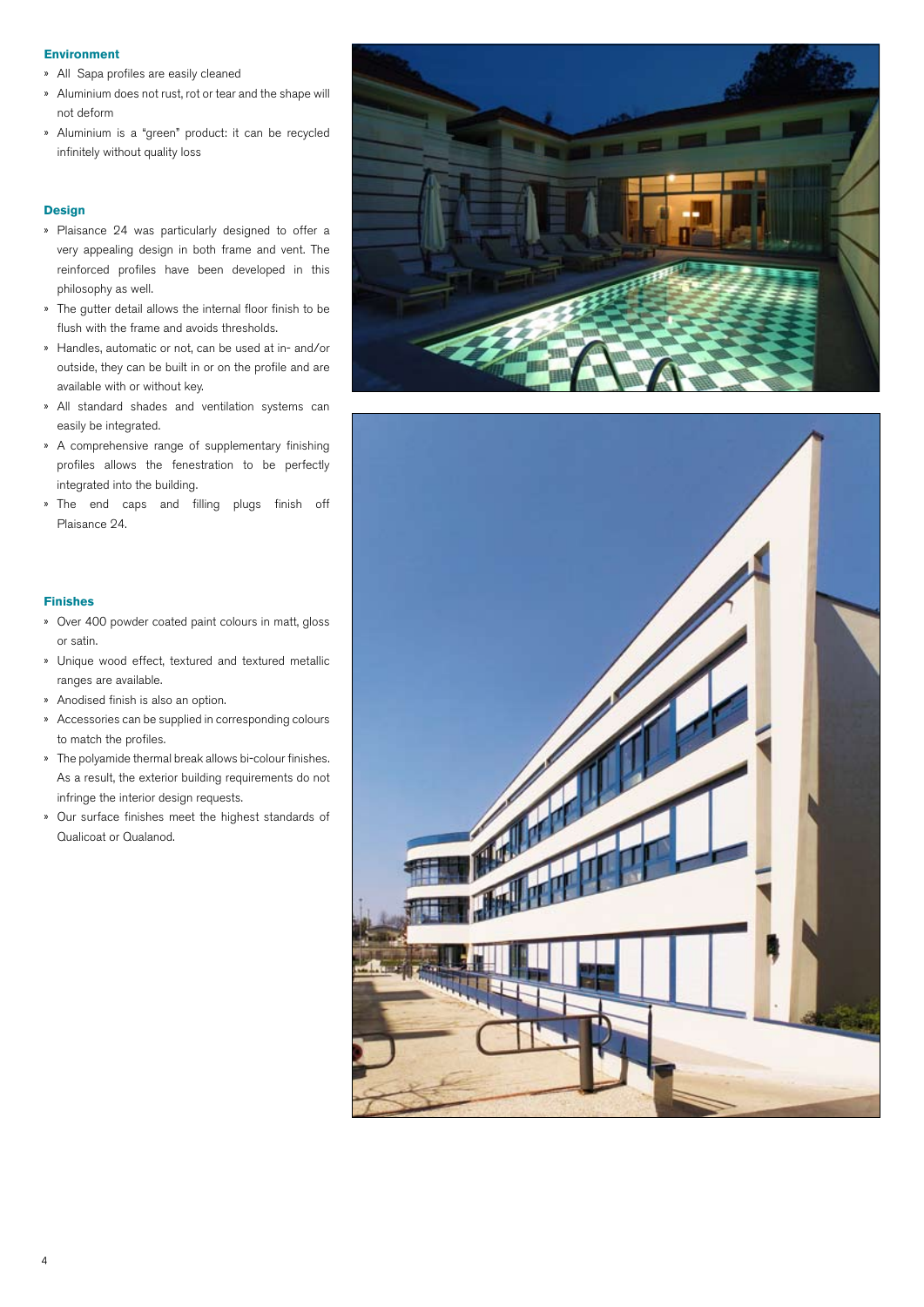## Environment

- All Sapa profiles are easily cleaned
- Aluminium does not rust, rot or tear and the shape will not deform
- Aluminium is a "green" product: it can be recycled infinitely without quality loss

## Design

- Plaisance 24 was particularly designed to offer a very appealing design in both frame and vent. The reinforced profiles have been developed in this philosophy as well.
- The gutter detail allows the internal floor finish to be flush with the frame and avoids thresholds.
- Handles, automatic or not, can be used at in- and/or outside, they can be built in or on the profile and are available with or without key.
- All standard shades and ventilation systems can easily be integrated.
- A comprehensive range of supplementary finishing profiles allows the fenestration to be perfectly integrated into the building.
- The end caps and filling plugs finish off Plaisance 24.

## Finishes

- Over 400 powder coated paint colours in matt, gloss or satin.
- Unique wood effect, textured and textured metallic ranges are available.
- Anodised finish is also an option.
- Accessories can be supplied in corresponding colours to match the profiles.
- The polyamide thermal break allows bi-colour finishes. As a result, the exterior building requirements do not infringe the interior design requests.
- Our surface finishes meet the highest standards of Qualicoat or Qualanod.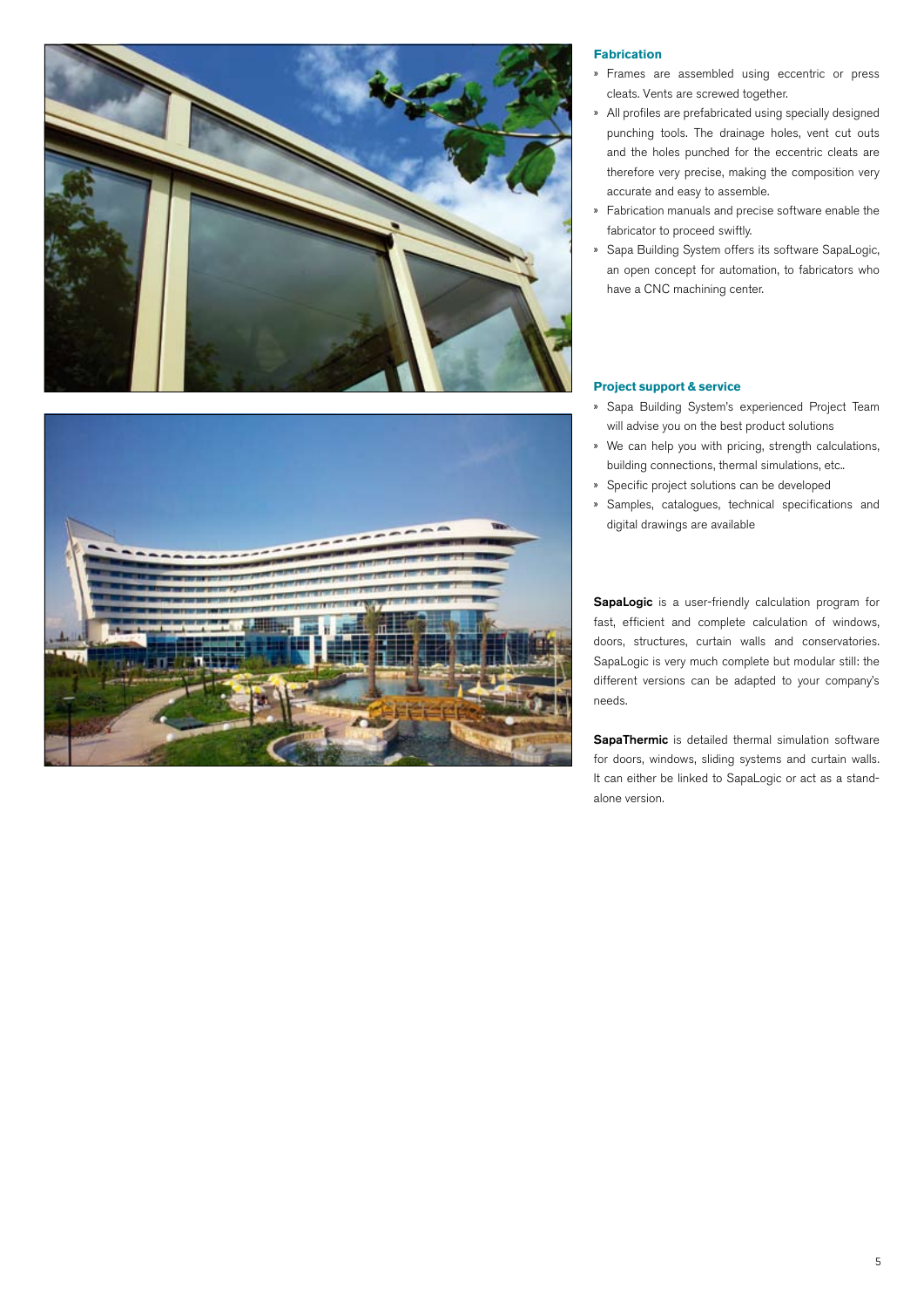## Fabrication

- Frames are assembled using eccentric or press cleats. Vents are screwed together.
- All profiles are prefabricated using specially designed punching tools. The drainage holes, vent cut outs and the holes punched for the eccentric cleats are therefore very precise, making the composition very accurate and easy to assemble.
- Fabrication manuals and precise software enable the fabricator to proceed swiftly.
- Sapa Building System offers its software SapaLogic, an open concept for automation, to fabricators who have a CNC machining center.

## Project support & service

- Sapa Building System's experienced Project Team will advise you on the best product solutions
- We can help you with pricing, strength calculations, building connections, thermal simulations, etc..
- Specific project solutions can be developed
- Samples, catalogues, technical specifications and digital drawings are available

**SapaLogic** is a user-friendly calculation program for fast, efficient and complete calculation of windows, doors, structures, curtain walls and conservatories. SapaLogic is very much complete but modular still: the different versions can be adapted to your company's needs.

**SapaThermic** is detailed thermal simulation software for doors, windows, sliding systems and curtain walls. It can either be linked to SapaLogic or act as a stand-alone version.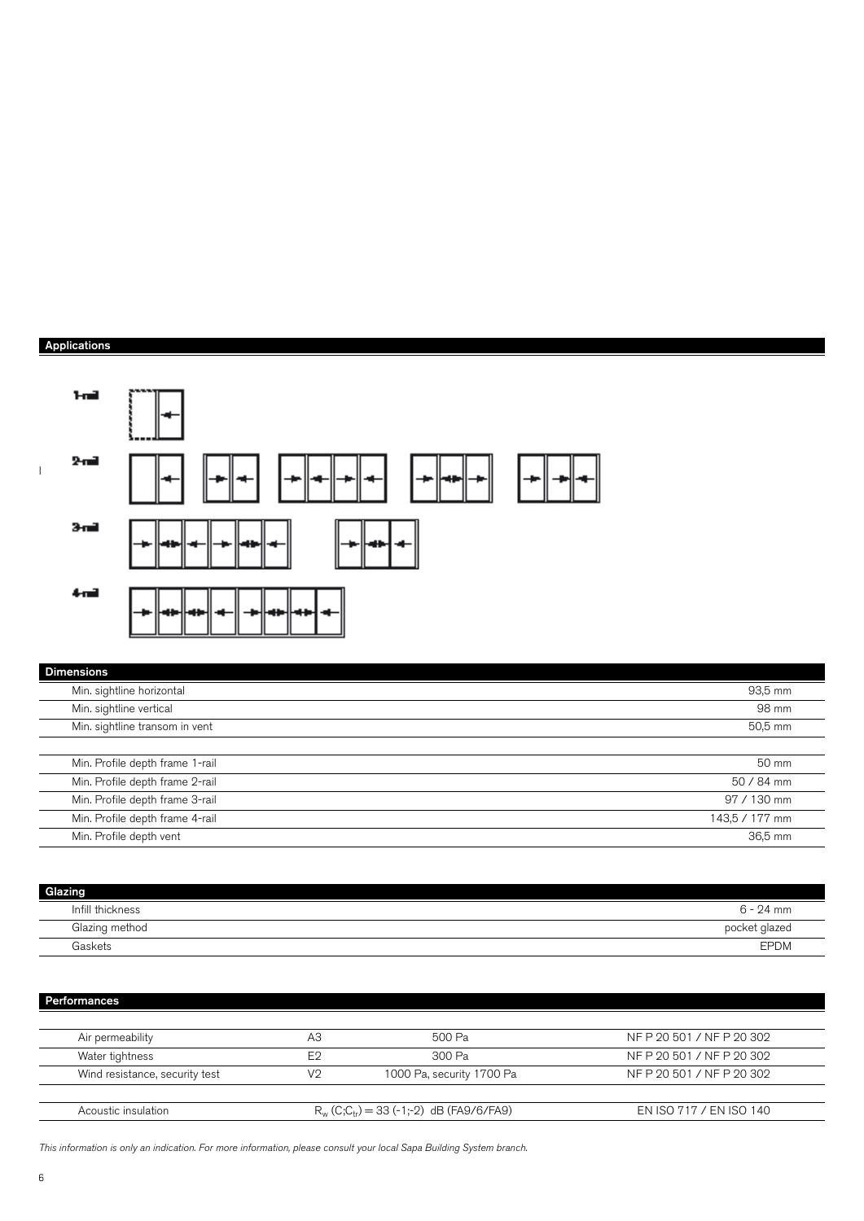## Applications

1-rail

2-rail

3-rail

4-rail

## Dimensions

| | |
|---|---|
| Min. sightline horizontal | 93,5 mm |
| Min. sightline vertical | 98 mm |
| Min. sightline transom in vent | 50,5 mm |
| | |
| Min. Profile depth frame 1-rail | 50 mm |
| Min. Profile depth frame 2-rail | 50 / 84 mm |
| Min. Profile depth frame 3-rail | 97 / 130 mm |
| Min. Profile depth frame 4-rail | 143,5 / 177 mm |
| Min. Profile depth vent | 36,5 mm |

## Glazing

| | |
|---|---|
| Infill thickness | 6 - 24 mm |
| Glazing method | pocket glazed |
| Gaskets | EPDM |

## Performances

| | | | |
|---|---|---|---|
| Air permeability | A3 | 500 Pa | NF P 20 501 / NF P 20 302 |
| Water tightness | E2 | 300 Pa | NF P 20 501 / NF P 20 302 |
| Wind resistance, security test | V2 | 1000 Pa, security 1700 Pa | NF P 20 501 / NF P 20 302 |
| | | | |
| Acoustic insulation | | $R_w$ $(C;C_{tr})$ = 33 (-1;-2) dB (FA9/6/FA9) | EN ISO 717 / EN ISO 140 |

*This information is only an indication. For more information, please consult your local Sapa Building System branch.*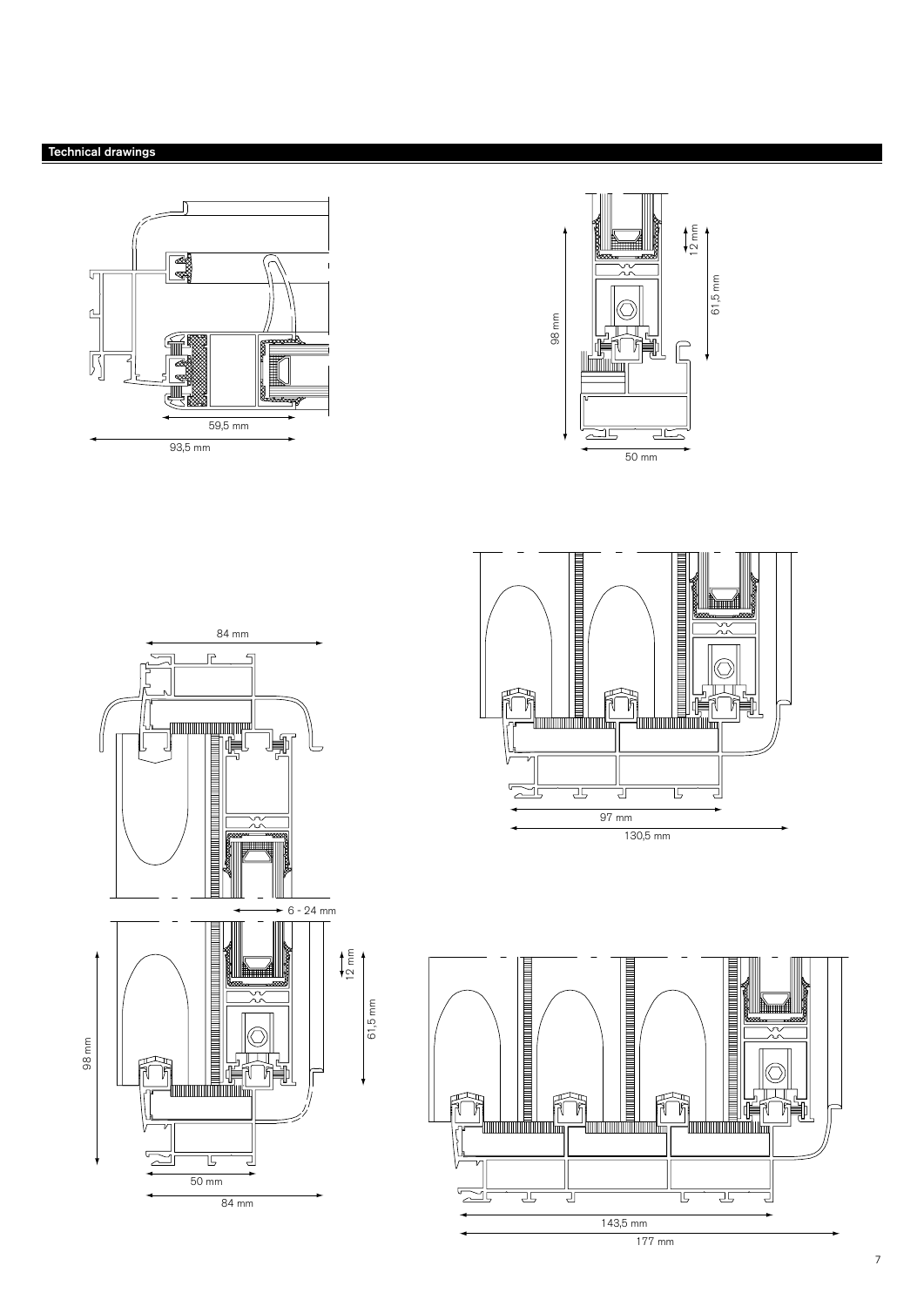## Technical drawings

59,5 mm

93,5 mm

12 mm

61,5 mm

98 mm

50 mm

84 mm

6 - 24 mm

12 mm

61,5 mm

98 mm

50 mm

84 mm

97 mm

130,5 mm

143,5 mm

177 mm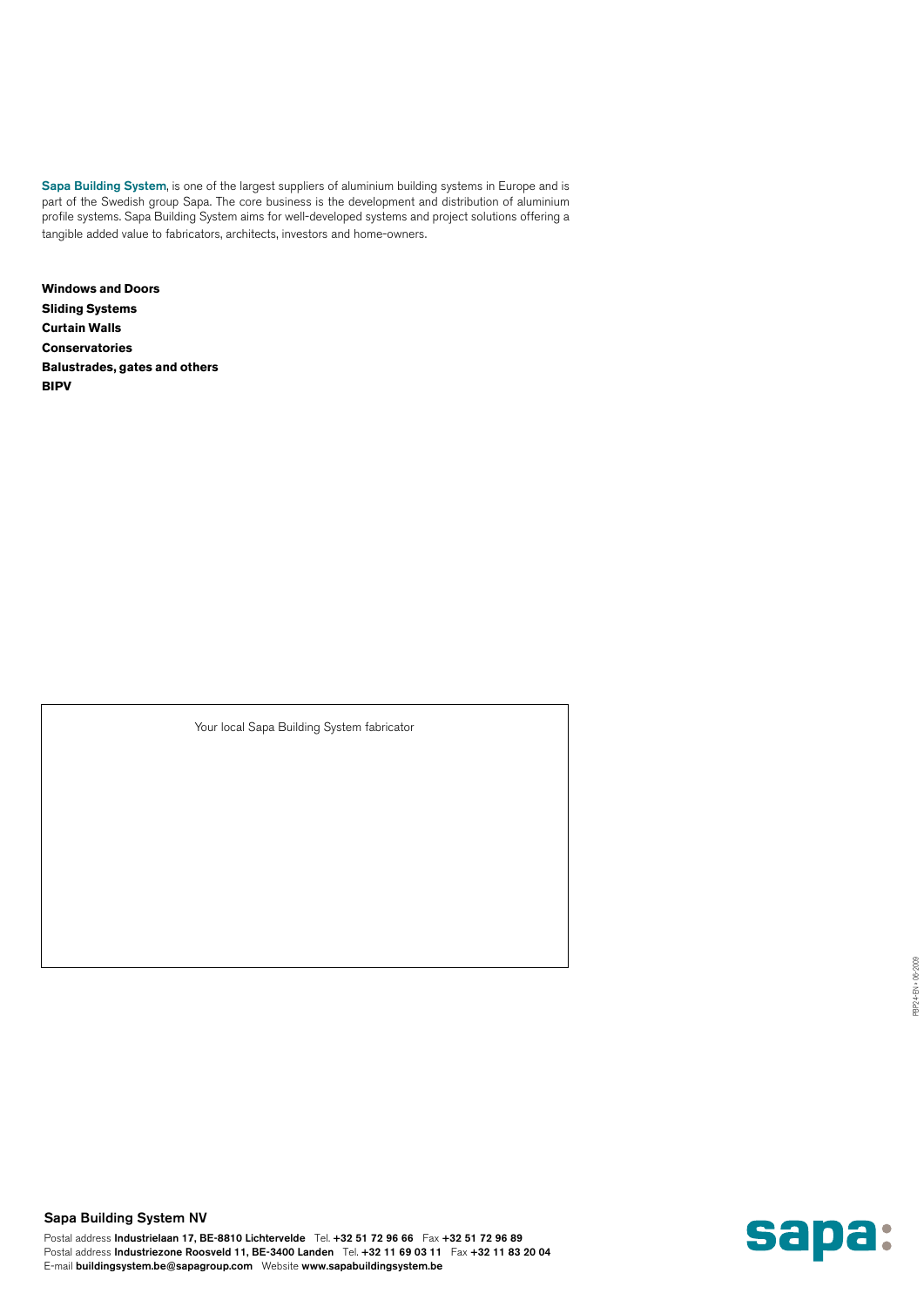**Sapa Building System**, is one of the largest suppliers of aluminium building systems in Europe and is part of the Swedish group Sapa. The core business is the development and distribution of aluminium profile systems. Sapa Building System aims for well-developed systems and project solutions offering a tangible added value to fabricators, architects, investors and home-owners.

**Windows and Doors**
**Sliding Systems**
**Curtain Walls**
**Conservatories**
**Balustrades, gates and others**
**BIPV**

Your local Sapa Building System fabricator

PBP2.4-EN • 06-2009

**Sapa Building System NV**

Postal address **Industrielaan 17, BE-8810 Lichtervelde** Tel. **+32 51 72 96 66** Fax **+32 51 72 96 89**
Postal address **Industriezone Roosveld 11, BE-3400 Landen** Tel. **+32 11 69 03 11** Fax **+32 11 83 20 04**
E-mail **buildingsystem.be@sapagroup.com** Website **www.sapabuildingsystem.be**

sapa: